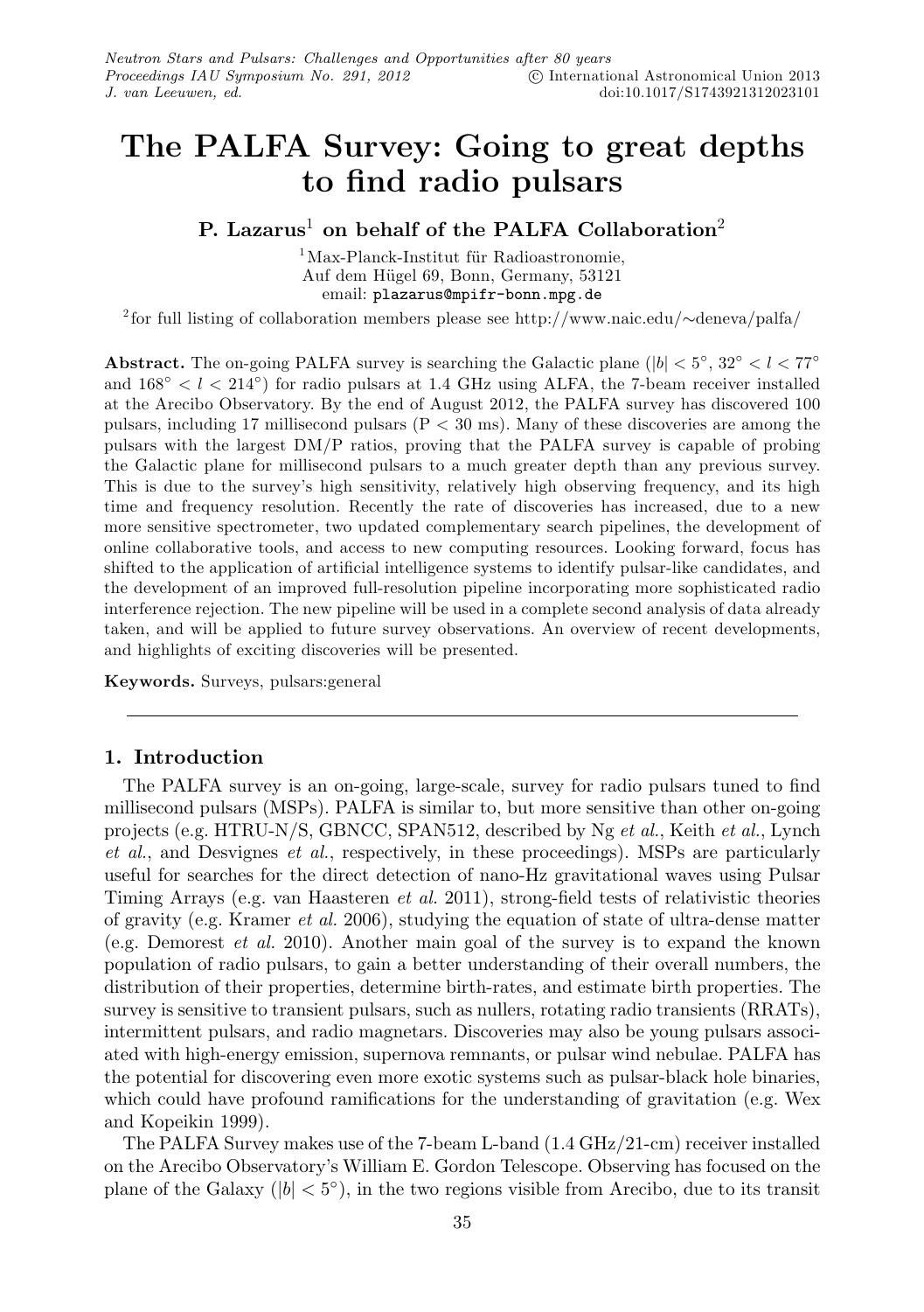# The PALFA Survey: Going to great depths to find radio pulsars

**P. Lazarus[1] on behalf of the PALFA Collaboration[2]**

[1]Max-Planck-Institut für Radioastronomie,
Auf dem Hügel 69, Bonn, Germany, 53121
email: plazarus@mpifr-bonn.mpg.de

[2]for full listing of collaboration members please see http://www.naic.edu/∼deneva/palfa/

**Abstract.** The on-going PALFA survey is searching the Galactic plane ($|b| < 5°$, $32° < l < 77°$ and $168° < l < 214°$) for radio pulsars at 1.4 GHz using ALFA, the 7-beam receiver installed at the Arecibo Observatory. By the end of August 2012, the PALFA survey has discovered 100 pulsars, including 17 millisecond pulsars (P < 30 ms). Many of these discoveries are among the pulsars with the largest DM/P ratios, proving that the PALFA survey is capable of probing the Galactic plane for millisecond pulsars to a much greater depth than any previous survey. This is due to the survey's high sensitivity, relatively high observing frequency, and its high time and frequency resolution. Recently the rate of discoveries has increased, due to a new more sensitive spectrometer, two updated complementary search pipelines, the development of online collaborative tools, and access to new computing resources. Looking forward, focus has shifted to the application of artificial intelligence systems to identify pulsar-like candidates, and the development of an improved full-resolution pipeline incorporating more sophisticated radio interference rejection. The new pipeline will be used in a complete second analysis of data already taken, and will be applied to future survey observations. An overview of recent developments, and highlights of exciting discoveries will be presented.

**Keywords.** Surveys, pulsars:general

## 1. Introduction

The PALFA survey is an on-going, large-scale, survey for radio pulsars tuned to find millisecond pulsars (MSPs). PALFA is similar to, but more sensitive than other on-going projects (e.g. HTRU-N/S, GBNCC, SPAN512, described by Ng *et al.*, Keith *et al.*, Lynch *et al.*, and Desvignes *et al.*, respectively, in these proceedings). MSPs are particularly useful for searches for the direct detection of nano-Hz gravitational waves using Pulsar Timing Arrays (e.g. van Haasteren *et al.* 2011), strong-field tests of relativistic theories of gravity (e.g. Kramer *et al.* 2006), studying the equation of state of ultra-dense matter (e.g. Demorest *et al.* 2010). Another main goal of the survey is to expand the known population of radio pulsars, to gain a better understanding of their overall numbers, the distribution of their properties, determine birth-rates, and estimate birth properties. The survey is sensitive to transient pulsars, such as nullers, rotating radio transients (RRATs), intermittent pulsars, and radio magnetars. Discoveries may also be young pulsars associated with high-energy emission, supernova remnants, or pulsar wind nebulae. PALFA has the potential for discovering even more exotic systems such as pulsar-black hole binaries, which could have profound ramifications for the understanding of gravitation (e.g. Wex and Kopeikin 1999).

The PALFA Survey makes use of the 7-beam L-band (1.4 GHz/21-cm) receiver installed on the Arecibo Observatory's William E. Gordon Telescope. Observing has focused on the plane of the Galaxy ($|b| < 5°$), in the two regions visible from Arecibo, due to its transit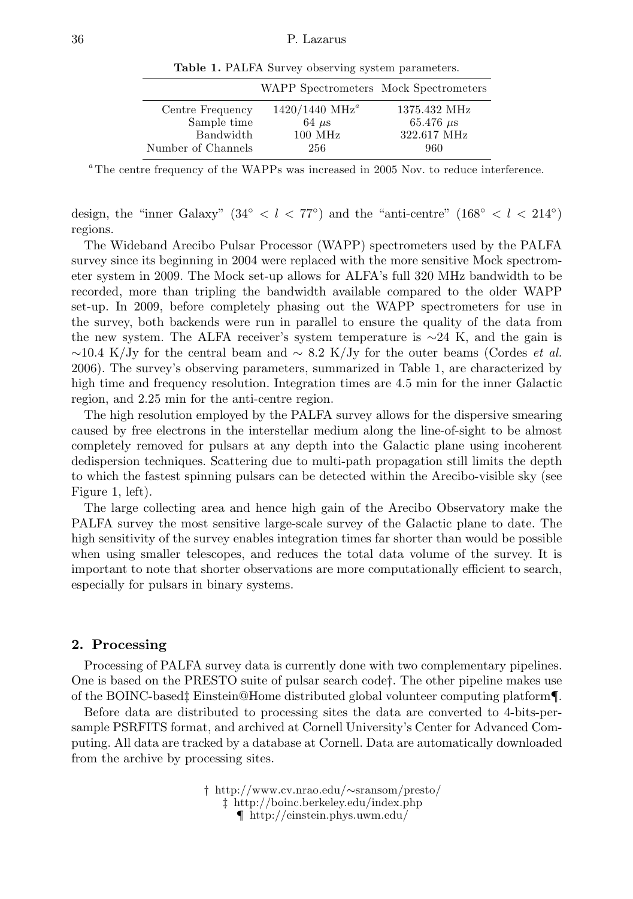**Table 1.** PALFA Survey observing system parameters.

| | WAPP Spectrometers | Mock Spectrometers |
|---|---|---|
| Centre Frequency | 1420/1440 MHz[a] | 1375.432 MHz |
| Sample time | 64 $\mu$s | 65.476 $\mu$s |
| Bandwidth | 100 MHz | 322.617 MHz |
| Number of Channels | 256 | 960 |

[a] The centre frequency of the WAPPs was increased in 2005 Nov. to reduce interference.

design, the "inner Galaxy" ($34^\circ < l < 77^\circ$) and the "anti-centre" ($168^\circ < l < 214^\circ$) regions.

The Wideband Arecibo Pulsar Processor (WAPP) spectrometers used by the PALFA survey since its beginning in 2004 were replaced with the more sensitive Mock spectrometer system in 2009. The Mock set-up allows for ALFA's full 320 MHz bandwidth to be recorded, more than tripling the bandwidth available compared to the older WAPP set-up. In 2009, before completely phasing out the WAPP spectrometers for use in the survey, both backends were run in parallel to ensure the quality of the data from the new system. The ALFA receiver's system temperature is $\sim$24 K, and the gain is $\sim$10.4 K/Jy for the central beam and $\sim$ 8.2 K/Jy for the outer beams (Cordes *et al.* 2006). The survey's observing parameters, summarized in Table 1, are characterized by high time and frequency resolution. Integration times are 4.5 min for the inner Galactic region, and 2.25 min for the anti-centre region.

The high resolution employed by the PALFA survey allows for the dispersive smearing caused by free electrons in the interstellar medium along the line-of-sight to be almost completely removed for pulsars at any depth into the Galactic plane using incoherent dedispersion techniques. Scattering due to multi-path propagation still limits the depth to which the fastest spinning pulsars can be detected within the Arecibo-visible sky (see Figure 1, left).

The large collecting area and hence high gain of the Arecibo Observatory make the PALFA survey the most sensitive large-scale survey of the Galactic plane to date. The high sensitivity of the survey enables integration times far shorter than would be possible when using smaller telescopes, and reduces the total data volume of the survey. It is important to note that shorter observations are more computationally efficient to search, especially for pulsars in binary systems.

## 2. Processing

Processing of PALFA survey data is currently done with two complementary pipelines. One is based on the PRESTO suite of pulsar search code†. The other pipeline makes use of the BOINC-based‡ Einstein@Home distributed global volunteer computing platform¶.

Before data are distributed to processing sites the data are converted to 4-bits-per-sample PSRFITS format, and archived at Cornell University's Center for Advanced Computing. All data are tracked by a database at Cornell. Data are automatically downloaded from the archive by processing sites.

† http://www.cv.nrao.edu/~sransom/presto/
‡ http://boinc.berkeley.edu/index.php
¶ http://einstein.phys.uwm.edu/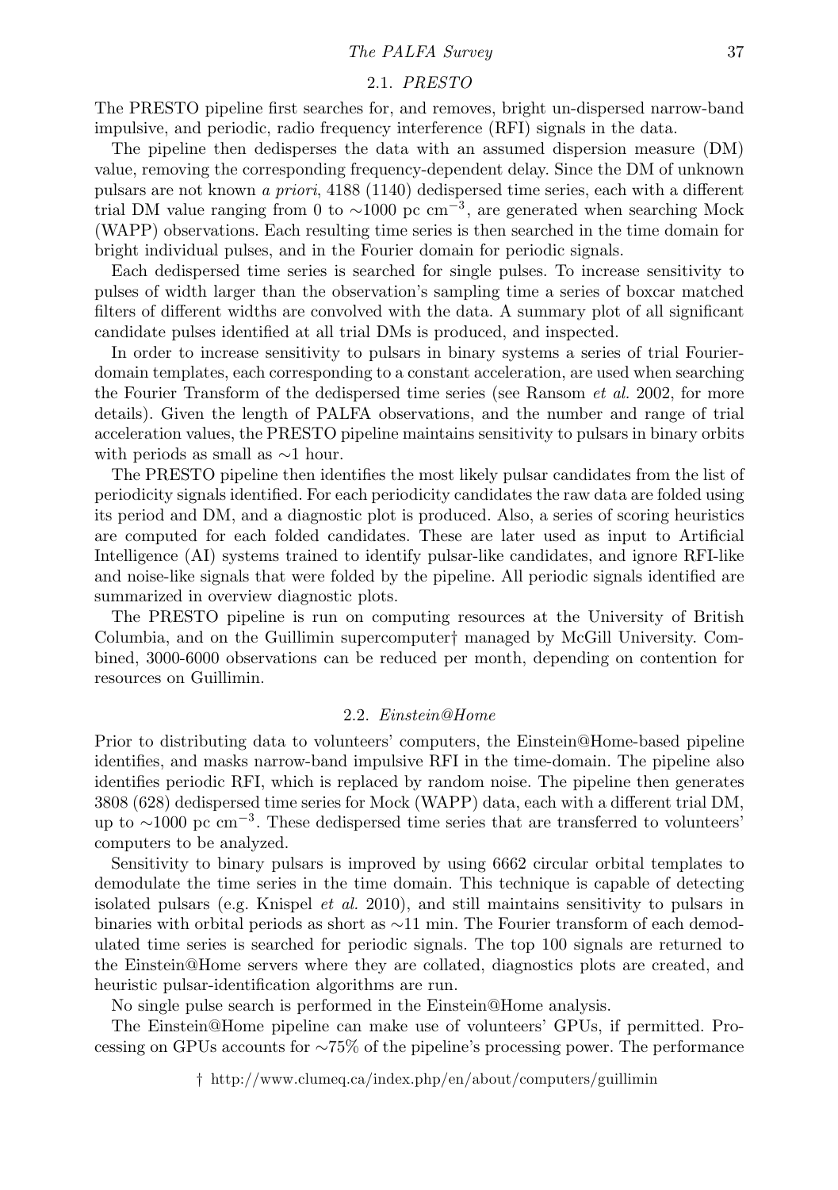### 2.1. *PRESTO*

The PRESTO pipeline first searches for, and removes, bright un-dispersed narrow-band impulsive, and periodic, radio frequency interference (RFI) signals in the data.

The pipeline then dedisperses the data with an assumed dispersion measure (DM) value, removing the corresponding frequency-dependent delay. Since the DM of unknown pulsars are not known *a priori*, 4188 (1140) dedispersed time series, each with a different trial DM value ranging from 0 to $\sim$1000 pc cm$^{-3}$, are generated when searching Mock (WAPP) observations. Each resulting time series is then searched in the time domain for bright individual pulses, and in the Fourier domain for periodic signals.

Each dedispersed time series is searched for single pulses. To increase sensitivity to pulses of width larger than the observation's sampling time a series of boxcar matched filters of different widths are convolved with the data. A summary plot of all significant candidate pulses identified at all trial DMs is produced, and inspected.

In order to increase sensitivity to pulsars in binary systems a series of trial Fourier-domain templates, each corresponding to a constant acceleration, are used when searching the Fourier Transform of the dedispersed time series (see Ransom *et al.* 2002, for more details). Given the length of PALFA observations, and the number and range of trial acceleration values, the PRESTO pipeline maintains sensitivity to pulsars in binary orbits with periods as small as $\sim$1 hour.

The PRESTO pipeline then identifies the most likely pulsar candidates from the list of periodicity signals identified. For each periodicity candidates the raw data are folded using its period and DM, and a diagnostic plot is produced. Also, a series of scoring heuristics are computed for each folded candidates. These are later used as input to Artificial Intelligence (AI) systems trained to identify pulsar-like candidates, and ignore RFI-like and noise-like signals that were folded by the pipeline. All periodic signals identified are summarized in overview diagnostic plots.

The PRESTO pipeline is run on computing resources at the University of British Columbia, and on the Guillimin supercomputer† managed by McGill University. Combined, 3000-6000 observations can be reduced per month, depending on contention for resources on Guillimin.

### 2.2. *Einstein@Home*

Prior to distributing data to volunteers' computers, the Einstein@Home-based pipeline identifies, and masks narrow-band impulsive RFI in the time-domain. The pipeline also identifies periodic RFI, which is replaced by random noise. The pipeline then generates 3808 (628) dedispersed time series for Mock (WAPP) data, each with a different trial DM, up to $\sim$1000 pc cm$^{-3}$. These dedispersed time series that are transferred to volunteers' computers to be analyzed.

Sensitivity to binary pulsars is improved by using 6662 circular orbital templates to demodulate the time series in the time domain. This technique is capable of detecting isolated pulsars (e.g. Knispel *et al.* 2010), and still maintains sensitivity to pulsars in binaries with orbital periods as short as $\sim$11 min. The Fourier transform of each demodulated time series is searched for periodic signals. The top 100 signals are returned to the Einstein@Home servers where they are collated, diagnostics plots are created, and heuristic pulsar-identification algorithms are run.

No single pulse search is performed in the Einstein@Home analysis.

The Einstein@Home pipeline can make use of volunteers' GPUs, if permitted. Processing on GPUs accounts for $\sim$75% of the pipeline's processing power. The performance

† http://www.clumeq.ca/index.php/en/about/computers/guillimin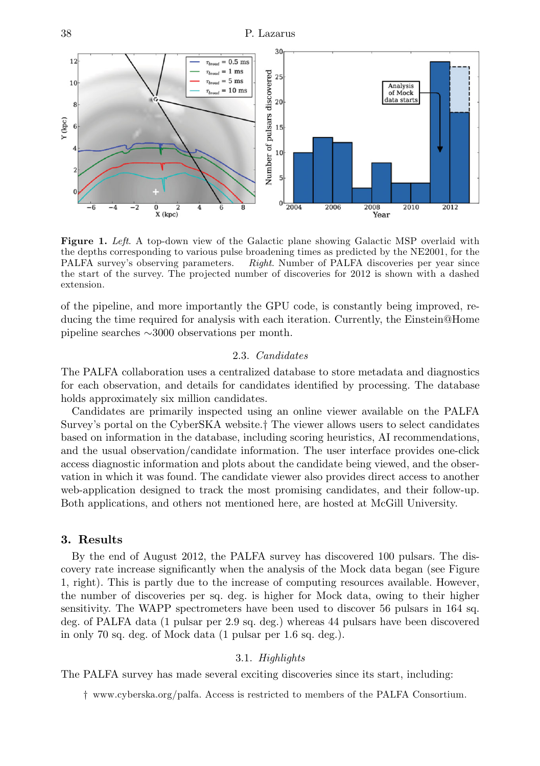**Figure 1.** *Left.* A top-down view of the Galactic plane showing Galactic MSP overlaid with the depths corresponding to various pulse broadening times as predicted by the NE2001, for the PALFA survey's observing parameters. *Right.* Number of PALFA discoveries per year since the start of the survey. The projected number of discoveries for 2012 is shown with a dashed extension.

of the pipeline, and more importantly the GPU code, is constantly being improved, reducing the time required for analysis with each iteration. Currently, the Einstein@Home pipeline searches ∼3000 observations per month.

### 2.3. *Candidates*

The PALFA collaboration uses a centralized database to store metadata and diagnostics for each observation, and details for candidates identified by processing. The database holds approximately six million candidates.

Candidates are primarily inspected using an online viewer available on the PALFA Survey's portal on the CyberSKA website.† The viewer allows users to select candidates based on information in the database, including scoring heuristics, AI recommendations, and the usual observation/candidate information. The user interface provides one-click access diagnostic information and plots about the candidate being viewed, and the observation in which it was found. The candidate viewer also provides direct access to another web-application designed to track the most promising candidates, and their follow-up. Both applications, and others not mentioned here, are hosted at McGill University.

## 3. Results

By the end of August 2012, the PALFA survey has discovered 100 pulsars. The discovery rate increase significantly when the analysis of the Mock data began (see Figure 1, right). This is partly due to the increase of computing resources available. However, the number of discoveries per sq. deg. is higher for Mock data, owing to their higher sensitivity. The WAPP spectrometers have been used to discover 56 pulsars in 164 sq. deg. of PALFA data (1 pulsar per 2.9 sq. deg.) whereas 44 pulsars have been discovered in only 70 sq. deg. of Mock data (1 pulsar per 1.6 sq. deg.).

### 3.1. *Highlights*

The PALFA survey has made several exciting discoveries since its start, including:

† www.cyberska.org/palfa. Access is restricted to members of the PALFA Consortium.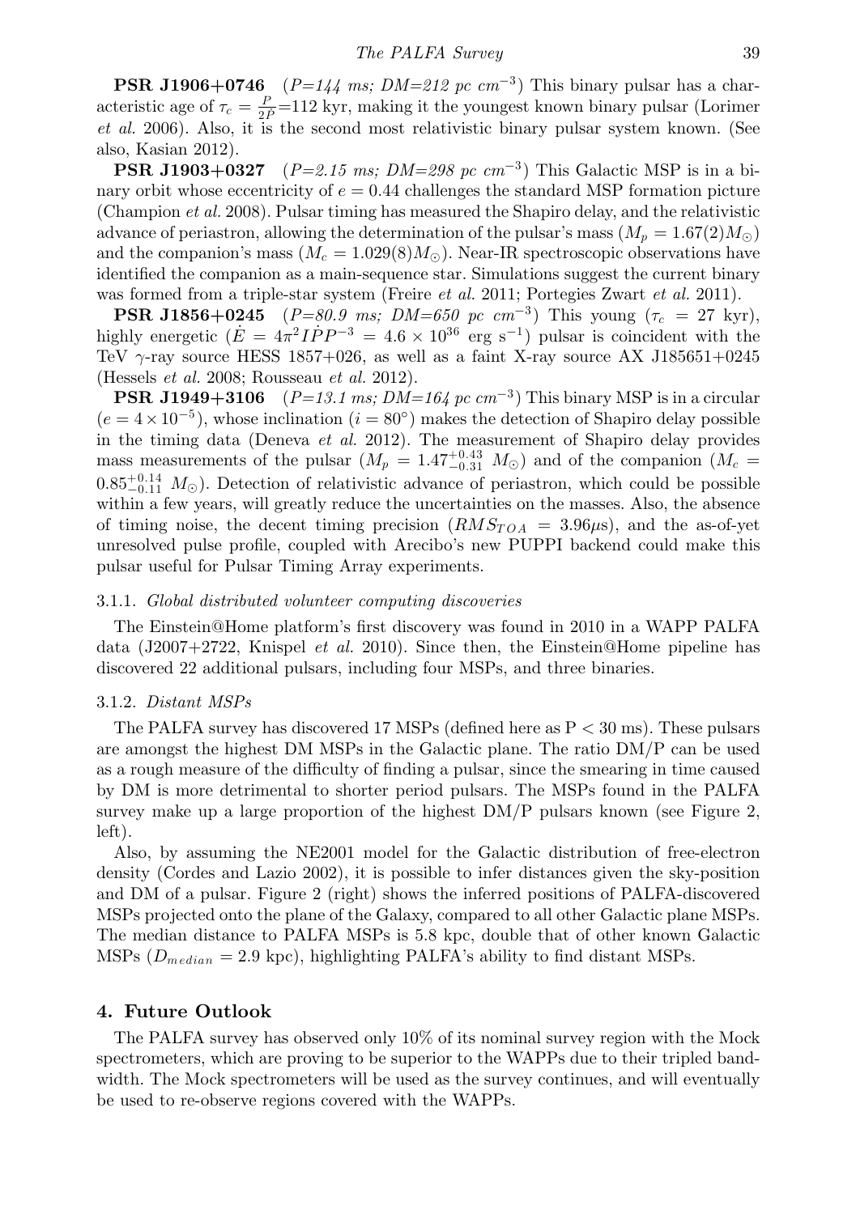**PSR J1906+0746** (*P=144 ms; DM=212 pc cm*$^{-3}$) This binary pulsar has a characteristic age of $\tau_c = \frac{P}{2\dot{P}}$=112 kyr, making it the youngest known binary pulsar (Lorimer *et al.* 2006). Also, it is the second most relativistic binary pulsar system known. (See also, Kasian 2012).

**PSR J1903+0327** (*P=2.15 ms; DM=298 pc cm*$^{-3}$) This Galactic MSP is in a binary orbit whose eccentricity of $e = 0.44$ challenges the standard MSP formation picture (Champion *et al.* 2008). Pulsar timing has measured the Shapiro delay, and the relativistic advance of periastron, allowing the determination of the pulsar's mass ($M_p = 1.67(2) M_\odot$) and the companion's mass ($M_c = 1.029(8) M_\odot$). Near-IR spectroscopic observations have identified the companion as a main-sequence star. Simulations suggest the current binary was formed from a triple-star system (Freire *et al.* 2011; Portegies Zwart *et al.* 2011).

**PSR J1856+0245** (*P=80.9 ms; DM=650 pc cm*$^{-3}$) This young ($\tau_c$ = 27 kyr), highly energetic ($\dot{E} = 4\pi^2 I\dot{P}P^{-3} = 4.6 \times 10^{36}$ erg s$^{-1}$) pulsar is coincident with the TeV $\gamma$-ray source HESS 1857+026, as well as a faint X-ray source AX J185651+0245 (Hessels *et al.* 2008; Rousseau *et al.* 2012).

**PSR J1949+3106** (*P=13.1 ms; DM=164 pc cm*$^{-3}$) This binary MSP is in a circular ($e = 4 \times 10^{-5}$), whose inclination ($i = 80^\circ$) makes the detection of Shapiro delay possible in the timing data (Deneva *et al.* 2012). The measurement of Shapiro delay provides mass measurements of the pulsar ($M_p = 1.47^{+0.43}_{-0.31}$ $M_\odot$) and of the companion ($M_c = 0.85^{+0.14}_{-0.11}$ $M_\odot$). Detection of relativistic advance of periastron, which could be possible within a few years, will greatly reduce the uncertainties on the masses. Also, the absence of timing noise, the decent timing precision ($RMS_{TOA} = 3.96\mu$s), and the as-of-yet unresolved pulse profile, coupled with Arecibo's new PUPPI backend could make this pulsar useful for Pulsar Timing Array experiments.

### 3.1.1. *Global distributed volunteer computing discoveries*

The Einstein@Home platform's first discovery was found in 2010 in a WAPP PALFA data (J2007+2722, Knispel *et al.* 2010). Since then, the Einstein@Home pipeline has discovered 22 additional pulsars, including four MSPs, and three binaries.

### 3.1.2. *Distant MSPs*

The PALFA survey has discovered 17 MSPs (defined here as P < 30 ms). These pulsars are amongst the highest DM MSPs in the Galactic plane. The ratio DM/P can be used as a rough measure of the difficulty of finding a pulsar, since the smearing in time caused by DM is more detrimental to shorter period pulsars. The MSPs found in the PALFA survey make up a large proportion of the highest DM/P pulsars known (see Figure 2, left).

Also, by assuming the NE2001 model for the Galactic distribution of free-electron density (Cordes and Lazio 2002), it is possible to infer distances given the sky-position and DM of a pulsar. Figure 2 (right) shows the inferred positions of PALFA-discovered MSPs projected onto the plane of the Galaxy, compared to all other Galactic plane MSPs. The median distance to PALFA MSPs is 5.8 kpc, double that of other known Galactic MSPs ($D_{median}$ = 2.9 kpc), highlighting PALFA's ability to find distant MSPs.

## 4. Future Outlook

The PALFA survey has observed only 10% of its nominal survey region with the Mock spectrometers, which are proving to be superior to the WAPPs due to their tripled bandwidth. The Mock spectrometers will be used as the survey continues, and will eventually be used to re-observe regions covered with the WAPPs.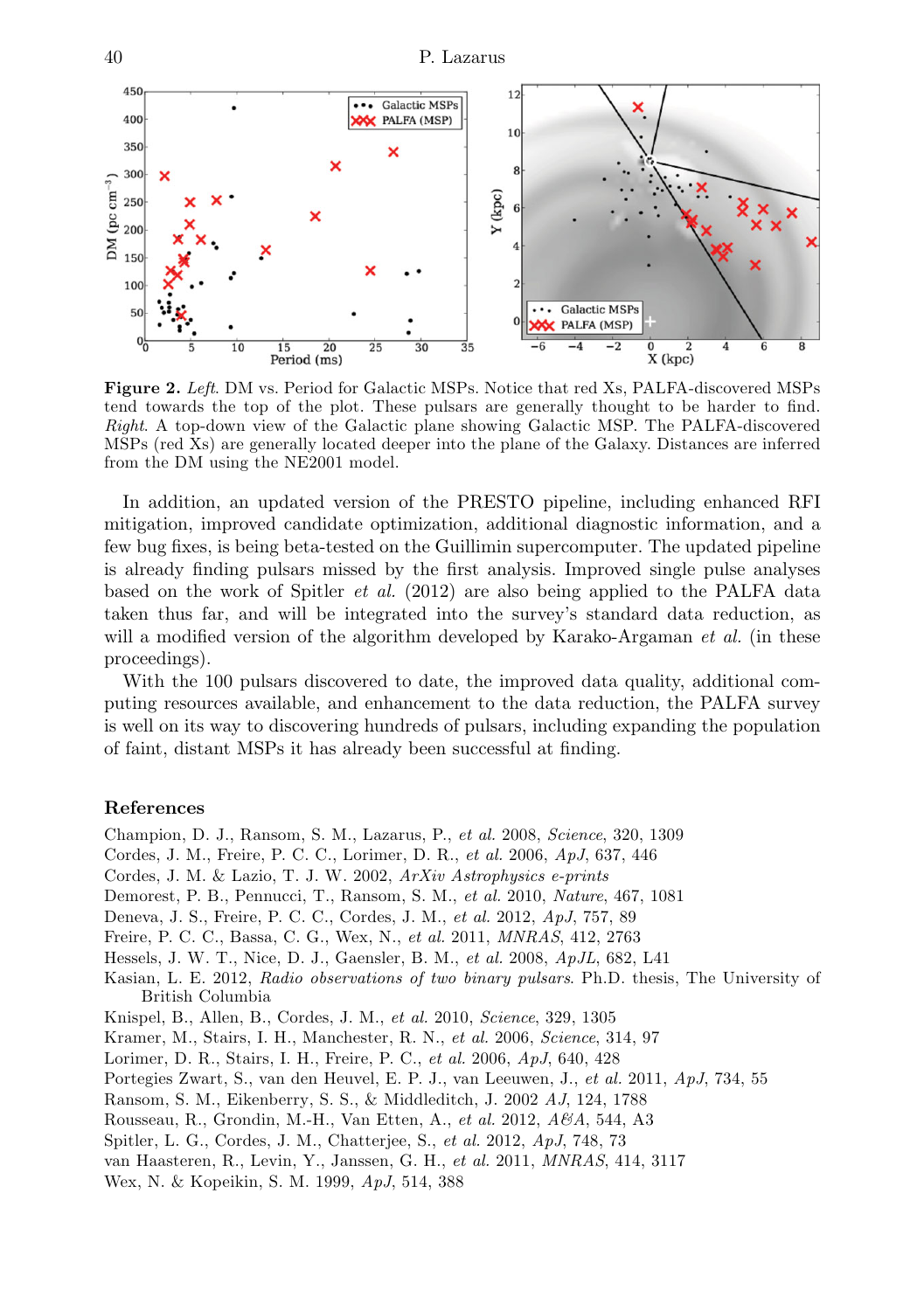450
400
350
300
250
200
150
100
50
0
DM (pc cm$^{-3}$)
0 5 10 15 20 25 30 35
Period (ms)
Galactic MSPs
PALFA (MSP)

12
10
8
6
4
2
0
Y (kpc)
−6 −4 −2 0 2 4 6 8
X (kpc)
Galactic MSPs
PALFA (MSP)

**Figure 2.** *Left.* DM vs. Period for Galactic MSPs. Notice that red Xs, PALFA-discovered MSPs tend towards the top of the plot. These pulsars are generally thought to be harder to find. *Right.* A top-down view of the Galactic plane showing Galactic MSP. The PALFA-discovered MSPs (red Xs) are generally located deeper into the plane of the Galaxy. Distances are inferred from the DM using the NE2001 model.

In addition, an updated version of the PRESTO pipeline, including enhanced RFI mitigation, improved candidate optimization, additional diagnostic information, and a few bug fixes, is being beta-tested on the Guillimin supercomputer. The updated pipeline is already finding pulsars missed by the first analysis. Improved single pulse analyses based on the work of Spitler *et al.* (2012) are also being applied to the PALFA data taken thus far, and will be integrated into the survey's standard data reduction, as will a modified version of the algorithm developed by Karako-Argaman *et al.* (in these proceedings).

With the 100 pulsars discovered to date, the improved data quality, additional computing resources available, and enhancement to the data reduction, the PALFA survey is well on its way to discovering hundreds of pulsars, including expanding the population of faint, distant MSPs it has already been successful at finding.

## References

Champion, D. J., Ransom, S. M., Lazarus, P., *et al.* 2008, *Science*, 320, 1309
Cordes, J. M., Freire, P. C. C., Lorimer, D. R., *et al.* 2006, *ApJ*, 637, 446
Cordes, J. M. & Lazio, T. J. W. 2002, *ArXiv Astrophysics e-prints*
Demorest, P. B., Pennucci, T., Ransom, S. M., *et al.* 2010, *Nature*, 467, 1081
Deneva, J. S., Freire, P. C. C., Cordes, J. M., *et al.* 2012, *ApJ*, 757, 89
Freire, P. C. C., Bassa, C. G., Wex, N., *et al.* 2011, *MNRAS*, 412, 2763
Hessels, J. W. T., Nice, D. J., Gaensler, B. M., *et al.* 2008, *ApJL*, 682, L41
Kasian, L. E. 2012, *Radio observations of two binary pulsars*. Ph.D. thesis, The University of British Columbia
Knispel, B., Allen, B., Cordes, J. M., *et al.* 2010, *Science*, 329, 1305
Kramer, M., Stairs, I. H., Manchester, R. N., *et al.* 2006, *Science*, 314, 97
Lorimer, D. R., Stairs, I. H., Freire, P. C., *et al.* 2006, *ApJ*, 640, 428
Portegies Zwart, S., van den Heuvel, E. P. J., van Leeuwen, J., *et al.* 2011, *ApJ*, 734, 55
Ransom, S. M., Eikenberry, S. S., & Middleditch, J. 2002 *AJ*, 124, 1788
Rousseau, R., Grondin, M.-H., Van Etten, A., *et al.* 2012, *A&A*, 544, A3
Spitler, L. G., Cordes, J. M., Chatterjee, S., *et al.* 2012, *ApJ*, 748, 73
van Haasteren, R., Levin, Y., Janssen, G. H., *et al.* 2011, *MNRAS*, 414, 3117
Wex, N. & Kopeikin, S. M. 1999, *ApJ*, 514, 388